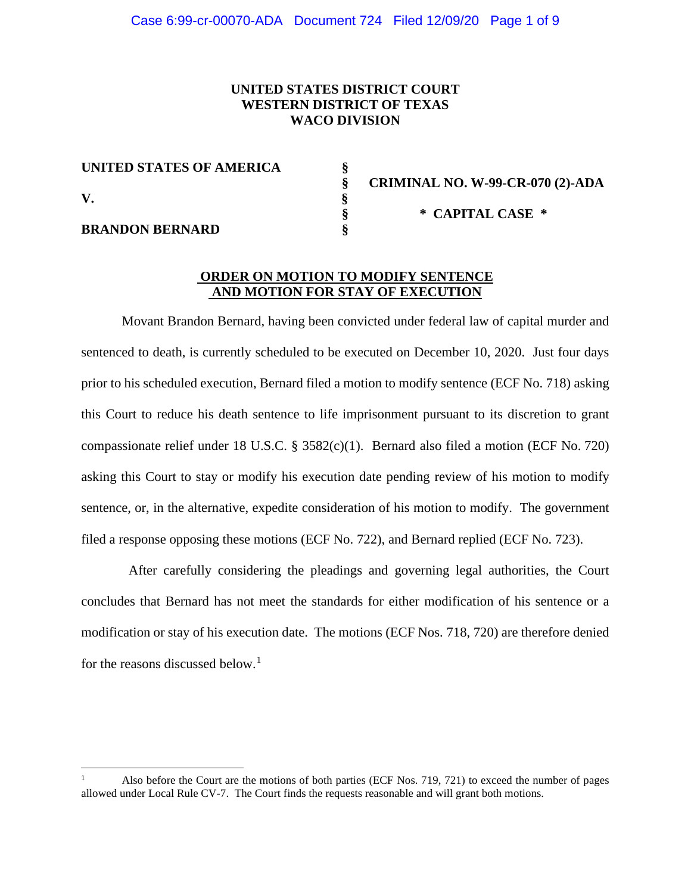**UNITED STATES DISTRICT COURT**
**WESTERN DISTRICT OF TEXAS**
**WACO DIVISION**

| | | |
|---|---|---|
| **UNITED STATES OF AMERICA** | § | |
| | § | **CRIMINAL NO. W-99-CR-070 (2)-ADA** |
| **V.** | § | |
| | § | *** CAPITAL CASE *** |
| **BRANDON BERNARD** | § | |

**ORDER ON MOTION TO MODIFY SENTENCE AND MOTION FOR STAY OF EXECUTION**

Movant Brandon Bernard, having been convicted under federal law of capital murder and sentenced to death, is currently scheduled to be executed on December 10, 2020. Just four days prior to his scheduled execution, Bernard filed a motion to modify sentence (ECF No. 718) asking this Court to reduce his death sentence to life imprisonment pursuant to its discretion to grant compassionate relief under 18 U.S.C. § 3582(c)(1). Bernard also filed a motion (ECF No. 720) asking this Court to stay or modify his execution date pending review of his motion to modify sentence, or, in the alternative, expedite consideration of his motion to modify. The government filed a response opposing these motions (ECF No. 722), and Bernard replied (ECF No. 723).

After carefully considering the pleadings and governing legal authorities, the Court concludes that Bernard has not meet the standards for either modification of his sentence or a modification or stay of his execution date. The motions (ECF Nos. 718, 720) are therefore denied for the reasons discussed below.[1]

---

[1] Also before the Court are the motions of both parties (ECF Nos. 719, 721) to exceed the number of pages allowed under Local Rule CV-7. The Court finds the requests reasonable and will grant both motions.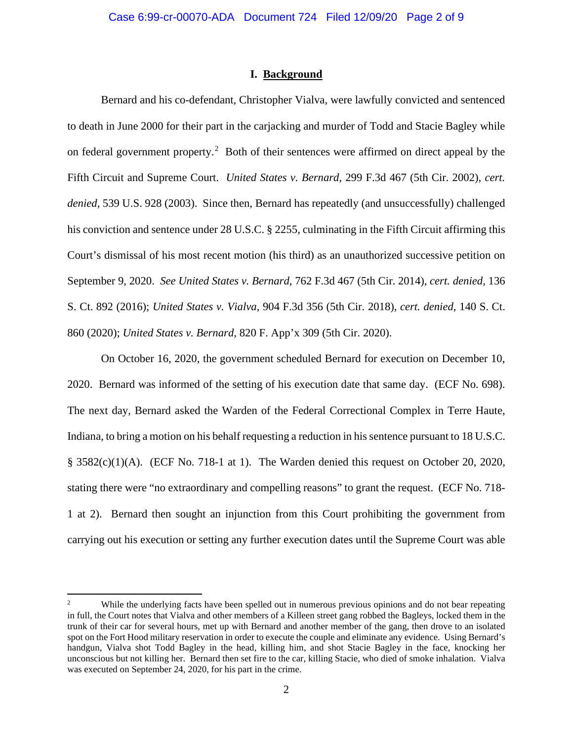## I. Background

Bernard and his co-defendant, Christopher Vialva, were lawfully convicted and sentenced to death in June 2000 for their part in the carjacking and murder of Todd and Stacie Bagley while on federal government property.[2] Both of their sentences were affirmed on direct appeal by the Fifth Circuit and Supreme Court. *United States v. Bernard*, 299 F.3d 467 (5th Cir. 2002), *cert. denied*, 539 U.S. 928 (2003). Since then, Bernard has repeatedly (and unsuccessfully) challenged his conviction and sentence under 28 U.S.C. § 2255, culminating in the Fifth Circuit affirming this Court's dismissal of his most recent motion (his third) as an unauthorized successive petition on September 9, 2020. *See United States v. Bernard*, 762 F.3d 467 (5th Cir. 2014), *cert. denied*, 136 S. Ct. 892 (2016); *United States v. Vialva*, 904 F.3d 356 (5th Cir. 2018), *cert. denied*, 140 S. Ct. 860 (2020); *United States v. Bernard*, 820 F. App'x 309 (5th Cir. 2020).

On October 16, 2020, the government scheduled Bernard for execution on December 10, 2020. Bernard was informed of the setting of his execution date that same day. (ECF No. 698). The next day, Bernard asked the Warden of the Federal Correctional Complex in Terre Haute, Indiana, to bring a motion on his behalf requesting a reduction in his sentence pursuant to 18 U.S.C. § 3582(c)(1)(A). (ECF No. 718-1 at 1). The Warden denied this request on October 20, 2020, stating there were "no extraordinary and compelling reasons" to grant the request. (ECF No. 718-1 at 2). Bernard then sought an injunction from this Court prohibiting the government from carrying out his execution or setting any further execution dates until the Supreme Court was able

---

[2] While the underlying facts have been spelled out in numerous previous opinions and do not bear repeating in full, the Court notes that Vialva and other members of a Killeen street gang robbed the Bagleys, locked them in the trunk of their car for several hours, met up with Bernard and another member of the gang, then drove to an isolated spot on the Fort Hood military reservation in order to execute the couple and eliminate any evidence. Using Bernard's handgun, Vialva shot Todd Bagley in the head, killing him, and shot Stacie Bagley in the face, knocking her unconscious but not killing her. Bernard then set fire to the car, killing Stacie, who died of smoke inhalation. Vialva was executed on September 24, 2020, for his part in the crime.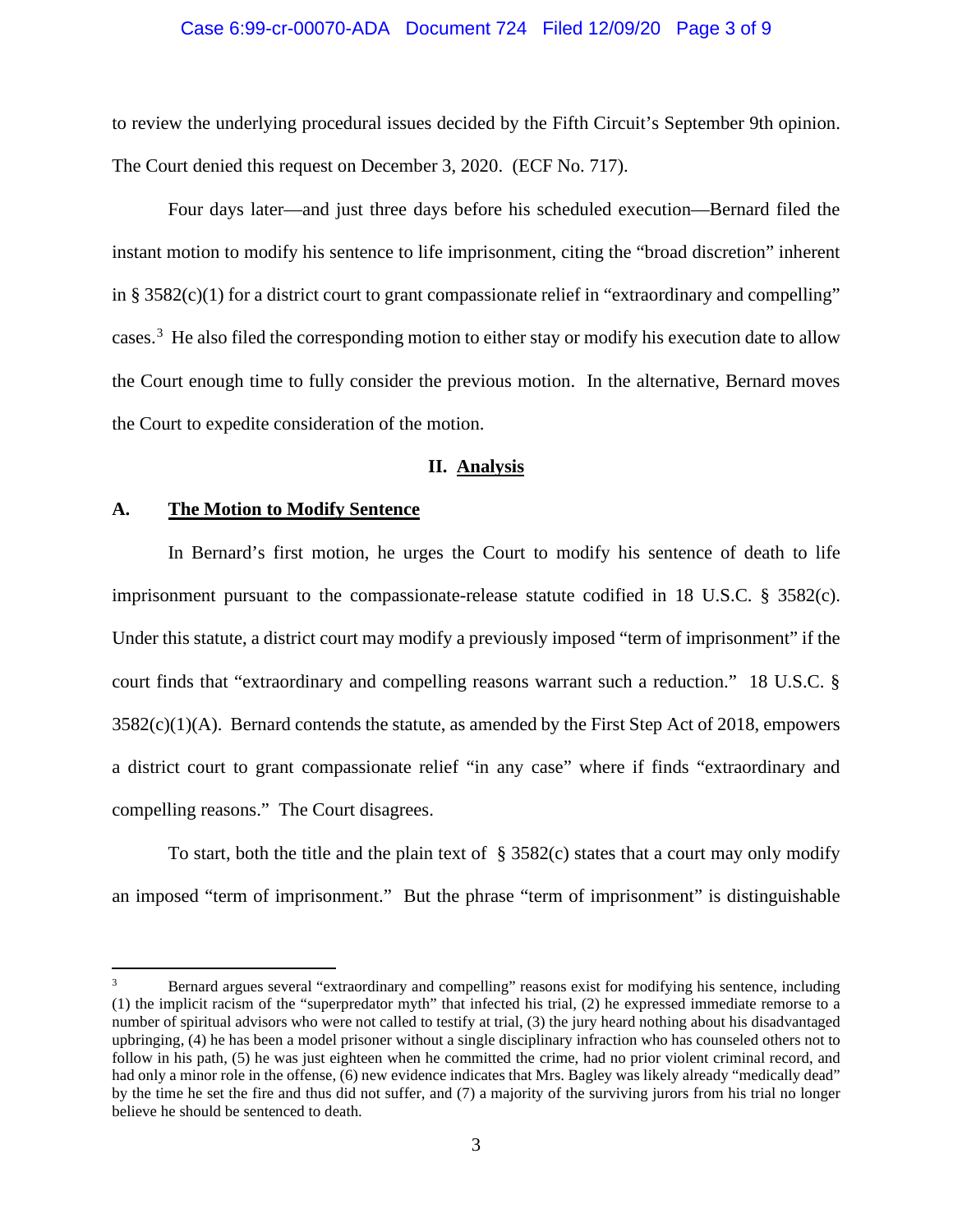to review the underlying procedural issues decided by the Fifth Circuit's September 9th opinion. The Court denied this request on December 3, 2020. (ECF No. 717).

Four days later—and just three days before his scheduled execution—Bernard filed the instant motion to modify his sentence to life imprisonment, citing the "broad discretion" inherent in § 3582(c)(1) for a district court to grant compassionate relief in "extraordinary and compelling" cases.[3] He also filed the corresponding motion to either stay or modify his execution date to allow the Court enough time to fully consider the previous motion. In the alternative, Bernard moves the Court to expedite consideration of the motion.

## II. Analysis

### A. The Motion to Modify Sentence

In Bernard's first motion, he urges the Court to modify his sentence of death to life imprisonment pursuant to the compassionate-release statute codified in 18 U.S.C. § 3582(c). Under this statute, a district court may modify a previously imposed "term of imprisonment" if the court finds that "extraordinary and compelling reasons warrant such a reduction." 18 U.S.C. § 3582(c)(1)(A). Bernard contends the statute, as amended by the First Step Act of 2018, empowers a district court to grant compassionate relief "in any case" where if finds "extraordinary and compelling reasons." The Court disagrees.

To start, both the title and the plain text of § 3582(c) states that a court may only modify an imposed "term of imprisonment." But the phrase "term of imprisonment" is distinguishable

[3] Bernard argues several "extraordinary and compelling" reasons exist for modifying his sentence, including (1) the implicit racism of the "superpredator myth" that infected his trial, (2) he expressed immediate remorse to a number of spiritual advisors who were not called to testify at trial, (3) the jury heard nothing about his disadvantaged upbringing, (4) he has been a model prisoner without a single disciplinary infraction who has counseled others not to follow in his path, (5) he was just eighteen when he committed the crime, had no prior violent criminal record, and had only a minor role in the offense, (6) new evidence indicates that Mrs. Bagley was likely already "medically dead" by the time he set the fire and thus did not suffer, and (7) a majority of the surviving jurors from his trial no longer believe he should be sentenced to death.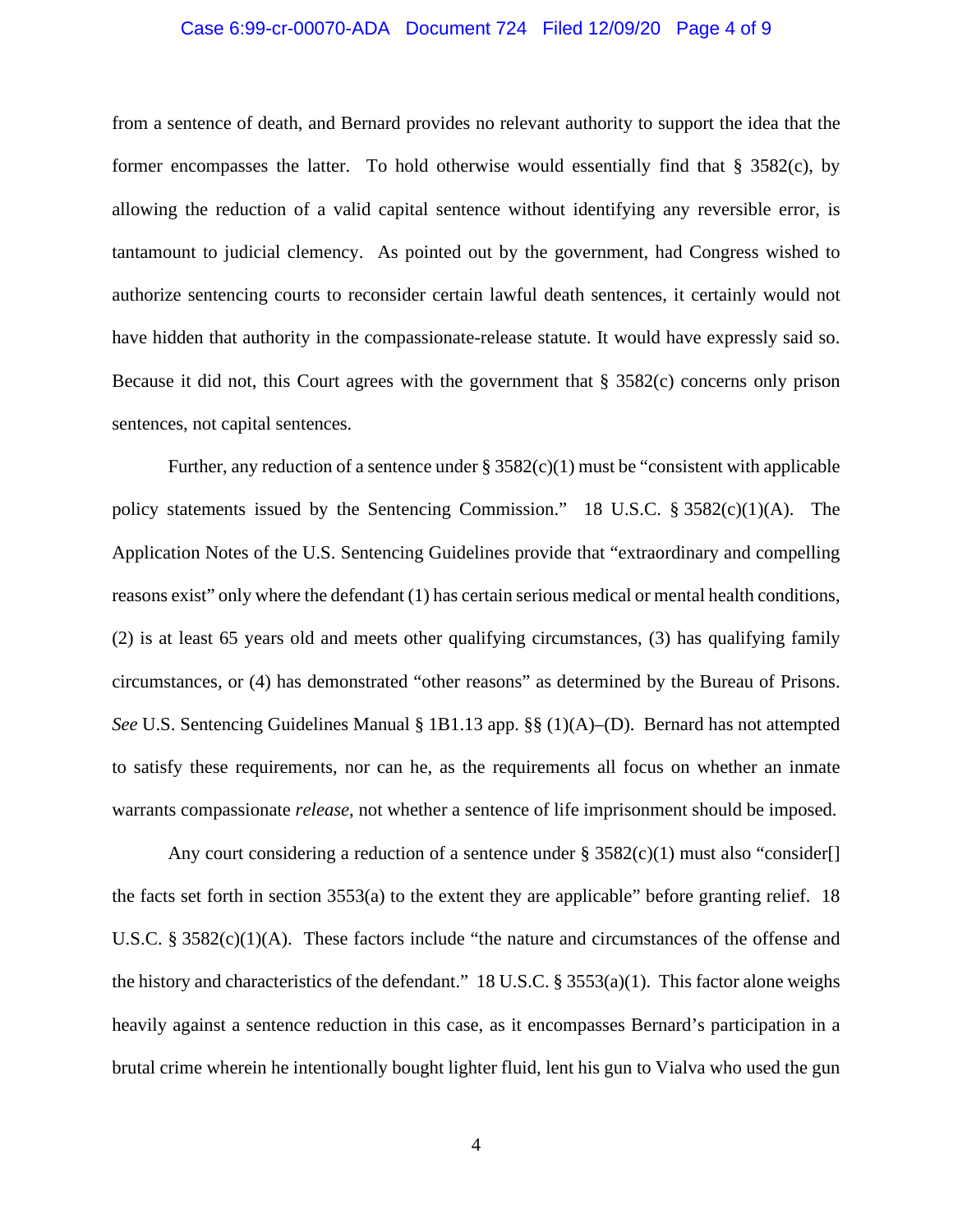from a sentence of death, and Bernard provides no relevant authority to support the idea that the former encompasses the latter. To hold otherwise would essentially find that § 3582(c), by allowing the reduction of a valid capital sentence without identifying any reversible error, is tantamount to judicial clemency. As pointed out by the government, had Congress wished to authorize sentencing courts to reconsider certain lawful death sentences, it certainly would not have hidden that authority in the compassionate-release statute. It would have expressly said so. Because it did not, this Court agrees with the government that § 3582(c) concerns only prison sentences, not capital sentences.

Further, any reduction of a sentence under § 3582(c)(1) must be "consistent with applicable policy statements issued by the Sentencing Commission." 18 U.S.C. § 3582(c)(1)(A). The Application Notes of the U.S. Sentencing Guidelines provide that "extraordinary and compelling reasons exist" only where the defendant (1) has certain serious medical or mental health conditions, (2) is at least 65 years old and meets other qualifying circumstances, (3) has qualifying family circumstances, or (4) has demonstrated "other reasons" as determined by the Bureau of Prisons. *See* U.S. Sentencing Guidelines Manual § 1B1.13 app. §§ (1)(A)–(D). Bernard has not attempted to satisfy these requirements, nor can he, as the requirements all focus on whether an inmate warrants compassionate *release*, not whether a sentence of life imprisonment should be imposed.

Any court considering a reduction of a sentence under § 3582(c)(1) must also "consider[] the facts set forth in section 3553(a) to the extent they are applicable" before granting relief. 18 U.S.C. § 3582(c)(1)(A). These factors include "the nature and circumstances of the offense and the history and characteristics of the defendant." 18 U.S.C. § 3553(a)(1). This factor alone weighs heavily against a sentence reduction in this case, as it encompasses Bernard's participation in a brutal crime wherein he intentionally bought lighter fluid, lent his gun to Vialva who used the gun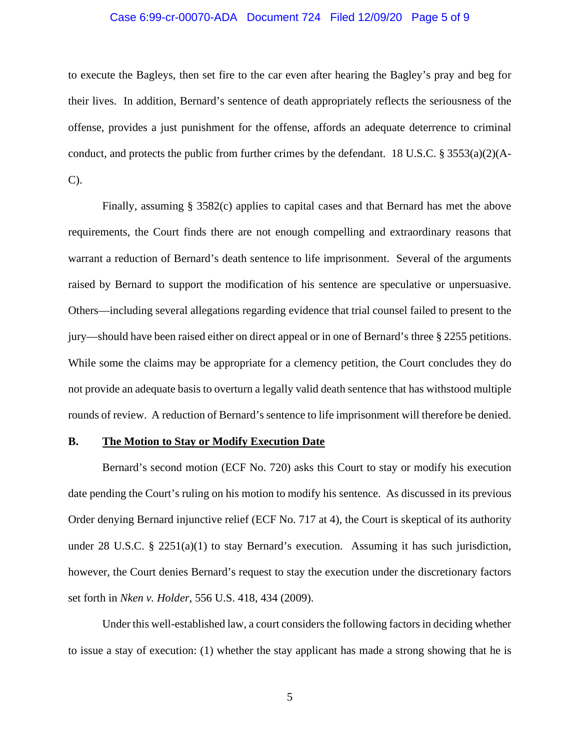to execute the Bagleys, then set fire to the car even after hearing the Bagley's pray and beg for their lives. In addition, Bernard's sentence of death appropriately reflects the seriousness of the offense, provides a just punishment for the offense, affords an adequate deterrence to criminal conduct, and protects the public from further crimes by the defendant. 18 U.S.C. § 3553(a)(2)(A-C).

Finally, assuming § 3582(c) applies to capital cases and that Bernard has met the above requirements, the Court finds there are not enough compelling and extraordinary reasons that warrant a reduction of Bernard's death sentence to life imprisonment. Several of the arguments raised by Bernard to support the modification of his sentence are speculative or unpersuasive. Others—including several allegations regarding evidence that trial counsel failed to present to the jury—should have been raised either on direct appeal or in one of Bernard's three § 2255 petitions. While some the claims may be appropriate for a clemency petition, the Court concludes they do not provide an adequate basis to overturn a legally valid death sentence that has withstood multiple rounds of review. A reduction of Bernard's sentence to life imprisonment will therefore be denied.

### B. The Motion to Stay or Modify Execution Date

Bernard's second motion (ECF No. 720) asks this Court to stay or modify his execution date pending the Court's ruling on his motion to modify his sentence. As discussed in its previous Order denying Bernard injunctive relief (ECF No. 717 at 4), the Court is skeptical of its authority under 28 U.S.C. § 2251(a)(1) to stay Bernard's execution. Assuming it has such jurisdiction, however, the Court denies Bernard's request to stay the execution under the discretionary factors set forth in *Nken v. Holder*, 556 U.S. 418, 434 (2009).

Under this well-established law, a court considers the following factors in deciding whether to issue a stay of execution: (1) whether the stay applicant has made a strong showing that he is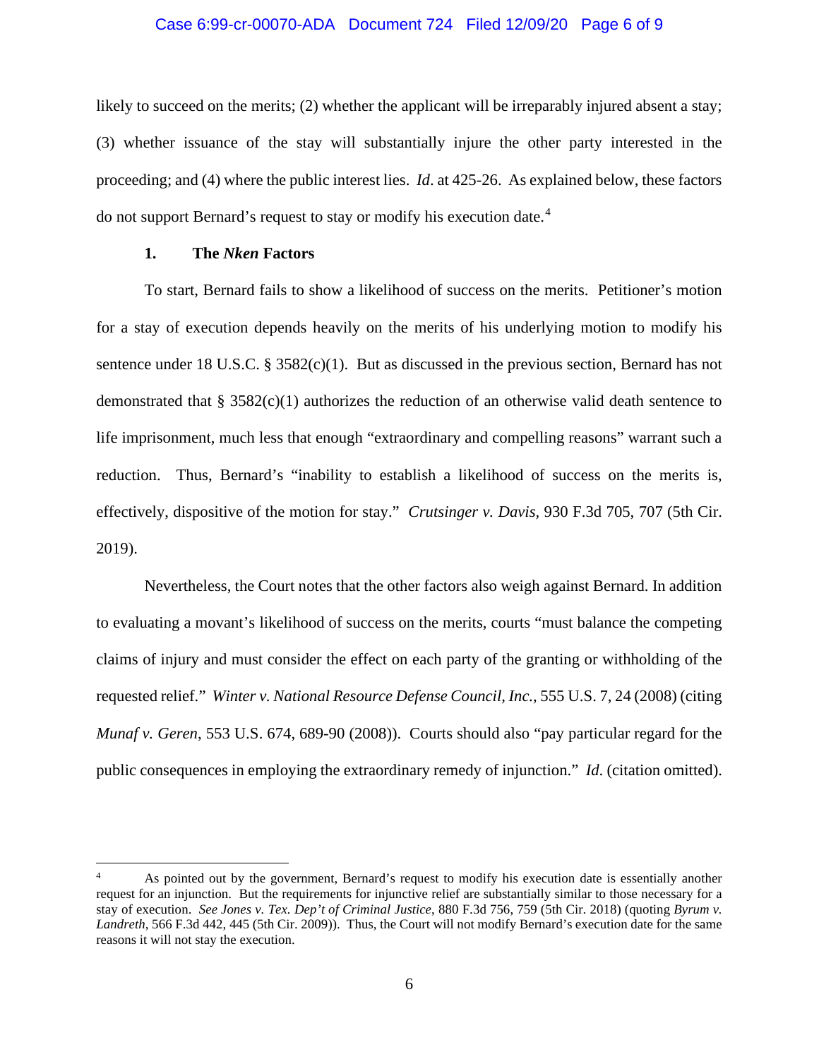likely to succeed on the merits; (2) whether the applicant will be irreparably injured absent a stay; (3) whether issuance of the stay will substantially injure the other party interested in the proceeding; and (4) where the public interest lies. *Id*. at 425-26. As explained below, these factors do not support Bernard's request to stay or modify his execution date.[4]

### 1. The *Nken* Factors

To start, Bernard fails to show a likelihood of success on the merits. Petitioner's motion for a stay of execution depends heavily on the merits of his underlying motion to modify his sentence under 18 U.S.C. § 3582(c)(1). But as discussed in the previous section, Bernard has not demonstrated that § 3582(c)(1) authorizes the reduction of an otherwise valid death sentence to life imprisonment, much less that enough "extraordinary and compelling reasons" warrant such a reduction. Thus, Bernard's "inability to establish a likelihood of success on the merits is, effectively, dispositive of the motion for stay." *Crutsinger v. Davis*, 930 F.3d 705, 707 (5th Cir. 2019).

Nevertheless, the Court notes that the other factors also weigh against Bernard. In addition to evaluating a movant's likelihood of success on the merits, courts "must balance the competing claims of injury and must consider the effect on each party of the granting or withholding of the requested relief." *Winter v. National Resource Defense Council, Inc.*, 555 U.S. 7, 24 (2008) (citing *Munaf v. Geren*, 553 U.S. 674, 689-90 (2008)). Courts should also "pay particular regard for the public consequences in employing the extraordinary remedy of injunction." *Id*. (citation omitted).

---

[4] As pointed out by the government, Bernard's request to modify his execution date is essentially another request for an injunction. But the requirements for injunctive relief are substantially similar to those necessary for a stay of execution. *See Jones v. Tex. Dep't of Criminal Justice*, 880 F.3d 756, 759 (5th Cir. 2018) (quoting *Byrum v. Landreth*, 566 F.3d 442, 445 (5th Cir. 2009)). Thus, the Court will not modify Bernard's execution date for the same reasons it will not stay the execution.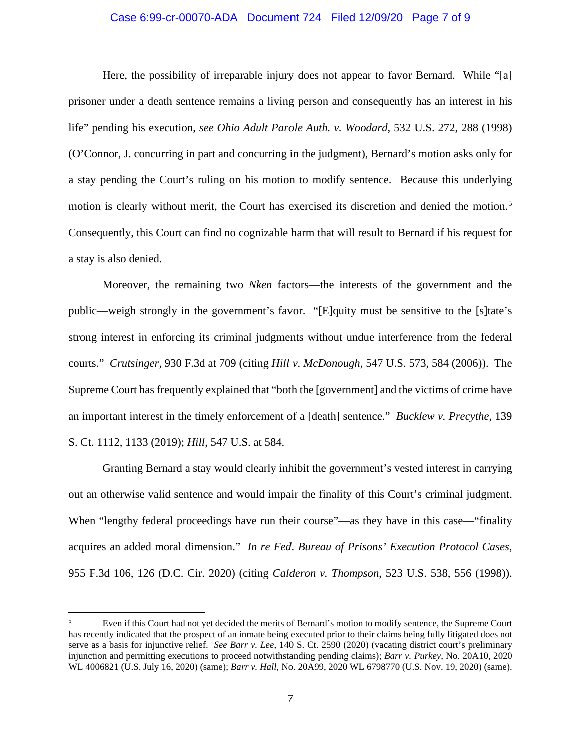Here, the possibility of irreparable injury does not appear to favor Bernard. While "[a] prisoner under a death sentence remains a living person and consequently has an interest in his life" pending his execution, *see Ohio Adult Parole Auth. v. Woodard*, 532 U.S. 272, 288 (1998) (O'Connor, J. concurring in part and concurring in the judgment), Bernard's motion asks only for a stay pending the Court's ruling on his motion to modify sentence. Because this underlying motion is clearly without merit, the Court has exercised its discretion and denied the motion.[5] Consequently, this Court can find no cognizable harm that will result to Bernard if his request for a stay is also denied.

Moreover, the remaining two *Nken* factors—the interests of the government and the public—weigh strongly in the government's favor. "[E]quity must be sensitive to the [s]tate's strong interest in enforcing its criminal judgments without undue interference from the federal courts." *Crutsinger*, 930 F.3d at 709 (citing *Hill v. McDonough*, 547 U.S. 573, 584 (2006)). The Supreme Court has frequently explained that "both the [government] and the victims of crime have an important interest in the timely enforcement of a [death] sentence." *Bucklew v. Precythe*, 139 S. Ct. 1112, 1133 (2019); *Hill*, 547 U.S. at 584.

Granting Bernard a stay would clearly inhibit the government's vested interest in carrying out an otherwise valid sentence and would impair the finality of this Court's criminal judgment. When "lengthy federal proceedings have run their course"—as they have in this case—"finality acquires an added moral dimension." *In re Fed. Bureau of Prisons' Execution Protocol Cases*, 955 F.3d 106, 126 (D.C. Cir. 2020) (citing *Calderon v. Thompson*, 523 U.S. 538, 556 (1998)).

---

[5] Even if this Court had not yet decided the merits of Bernard's motion to modify sentence, the Supreme Court has recently indicated that the prospect of an inmate being executed prior to their claims being fully litigated does not serve as a basis for injunctive relief. *See Barr v. Lee*, 140 S. Ct. 2590 (2020) (vacating district court's preliminary injunction and permitting executions to proceed notwithstanding pending claims); *Barr v. Purkey*, No. 20A10, 2020 WL 4006821 (U.S. July 16, 2020) (same); *Barr v. Hall*, No. 20A99, 2020 WL 6798770 (U.S. Nov. 19, 2020) (same).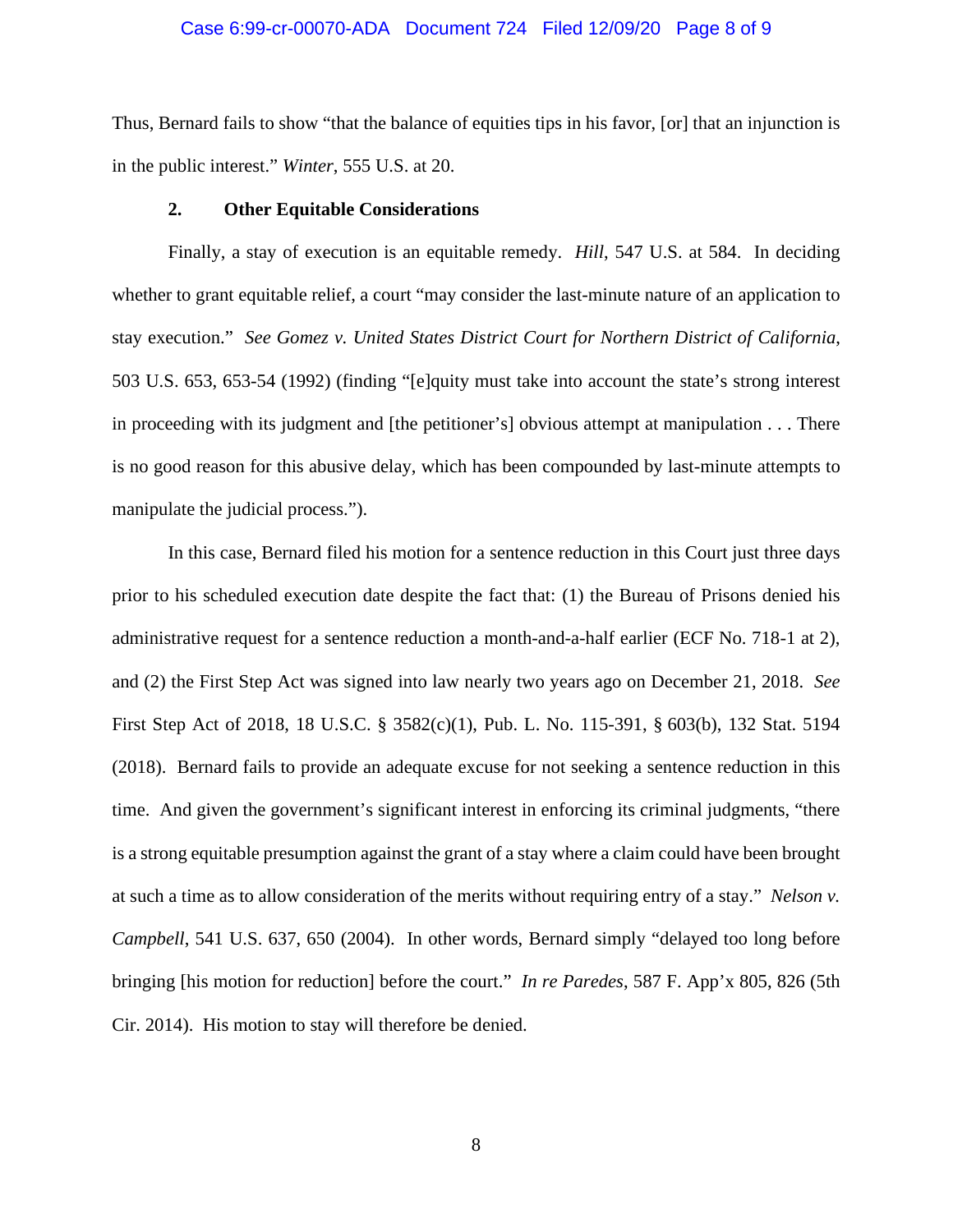Thus, Bernard fails to show "that the balance of equities tips in his favor, [or] that an injunction is in the public interest." *Winter*, 555 U.S. at 20.

### 2. Other Equitable Considerations

Finally, a stay of execution is an equitable remedy. *Hill*, 547 U.S. at 584. In deciding whether to grant equitable relief, a court "may consider the last-minute nature of an application to stay execution." *See Gomez v. United States District Court for Northern District of California*, 503 U.S. 653, 653-54 (1992) (finding "[e]quity must take into account the state's strong interest in proceeding with its judgment and [the petitioner's] obvious attempt at manipulation . . . There is no good reason for this abusive delay, which has been compounded by last-minute attempts to manipulate the judicial process.").

In this case, Bernard filed his motion for a sentence reduction in this Court just three days prior to his scheduled execution date despite the fact that: (1) the Bureau of Prisons denied his administrative request for a sentence reduction a month-and-a-half earlier (ECF No. 718-1 at 2), and (2) the First Step Act was signed into law nearly two years ago on December 21, 2018. *See* First Step Act of 2018, 18 U.S.C. § 3582(c)(1), Pub. L. No. 115-391, § 603(b), 132 Stat. 5194 (2018). Bernard fails to provide an adequate excuse for not seeking a sentence reduction in this time. And given the government's significant interest in enforcing its criminal judgments, "there is a strong equitable presumption against the grant of a stay where a claim could have been brought at such a time as to allow consideration of the merits without requiring entry of a stay." *Nelson v. Campbell*, 541 U.S. 637, 650 (2004). In other words, Bernard simply "delayed too long before bringing [his motion for reduction] before the court." *In re Paredes*, 587 F. App'x 805, 826 (5th Cir. 2014). His motion to stay will therefore be denied.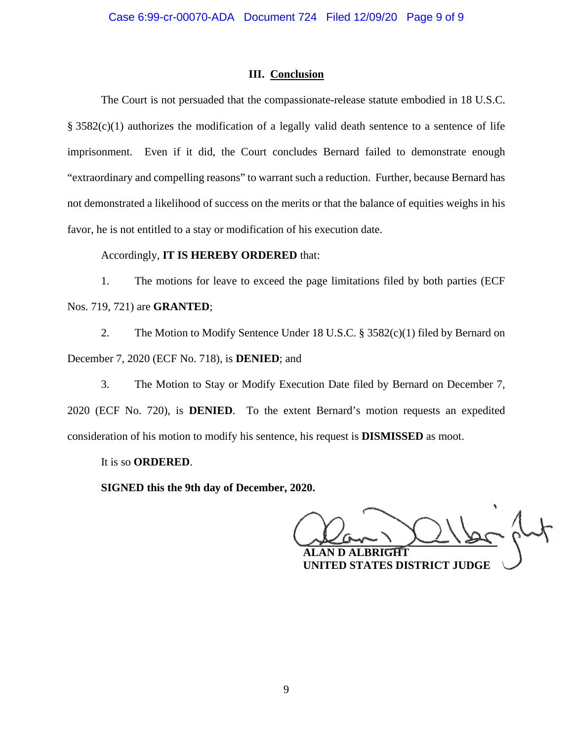### III. Conclusion

The Court is not persuaded that the compassionate-release statute embodied in 18 U.S.C. § 3582(c)(1) authorizes the modification of a legally valid death sentence to a sentence of life imprisonment. Even if it did, the Court concludes Bernard failed to demonstrate enough "extraordinary and compelling reasons" to warrant such a reduction. Further, because Bernard has not demonstrated a likelihood of success on the merits or that the balance of equities weighs in his favor, he is not entitled to a stay or modification of his execution date.

Accordingly, **IT IS HEREBY ORDERED** that:

1. The motions for leave to exceed the page limitations filed by both parties (ECF Nos. 719, 721) are **GRANTED**;

2. The Motion to Modify Sentence Under 18 U.S.C. § 3582(c)(1) filed by Bernard on December 7, 2020 (ECF No. 718), is **DENIED**; and

3. The Motion to Stay or Modify Execution Date filed by Bernard on December 7, 2020 (ECF No. 720), is **DENIED**. To the extent Bernard's motion requests an expedited consideration of his motion to modify his sentence, his request is **DISMISSED** as moot.

It is so **ORDERED**.

**SIGNED this the 9th day of December, 2020.**

**ALAN D ALBRIGHT**
**UNITED STATES DISTRICT JUDGE**